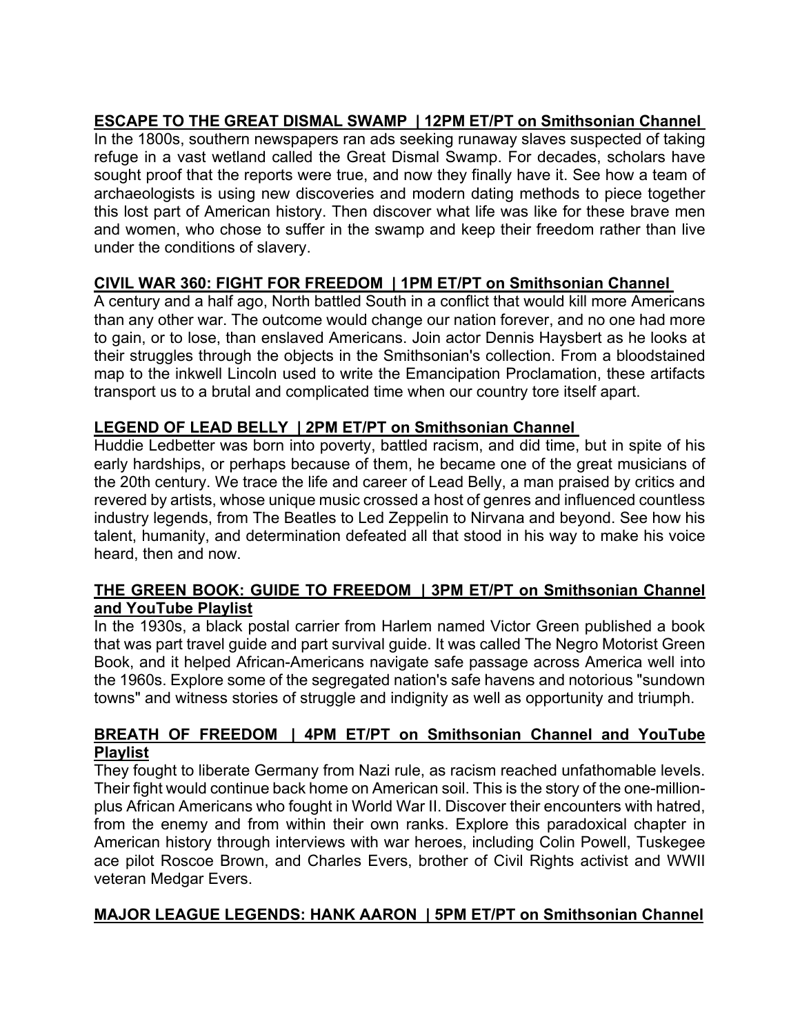**ESCAPE TO THE GREAT DISMAL SWAMP | 12PM ET/PT on Smithsonian Channel**

In the 1800s, southern newspapers ran ads seeking runaway slaves suspected of taking refuge in a vast wetland called the Great Dismal Swamp. For decades, scholars have sought proof that the reports were true, and now they finally have it. See how a team of archaeologists is using new discoveries and modern dating methods to piece together this lost part of American history. Then discover what life was like for these brave men and women, who chose to suffer in the swamp and keep their freedom rather than live under the conditions of slavery.

**CIVIL WAR 360: FIGHT FOR FREEDOM | 1PM ET/PT on Smithsonian Channel**

A century and a half ago, North battled South in a conflict that would kill more Americans than any other war. The outcome would change our nation forever, and no one had more to gain, or to lose, than enslaved Americans. Join actor Dennis Haysbert as he looks at their struggles through the objects in the Smithsonian's collection. From a bloodstained map to the inkwell Lincoln used to write the Emancipation Proclamation, these artifacts transport us to a brutal and complicated time when our country tore itself apart.

**LEGEND OF LEAD BELLY | 2PM ET/PT on Smithsonian Channel**

Huddie Ledbetter was born into poverty, battled racism, and did time, but in spite of his early hardships, or perhaps because of them, he became one of the great musicians of the 20th century. We trace the life and career of Lead Belly, a man praised by critics and revered by artists, whose unique music crossed a host of genres and influenced countless industry legends, from The Beatles to Led Zeppelin to Nirvana and beyond. See how his talent, humanity, and determination defeated all that stood in his way to make his voice heard, then and now.

**THE GREEN BOOK: GUIDE TO FREEDOM | 3PM ET/PT on Smithsonian Channel and YouTube Playlist**

In the 1930s, a black postal carrier from Harlem named Victor Green published a book that was part travel guide and part survival guide. It was called The Negro Motorist Green Book, and it helped African-Americans navigate safe passage across America well into the 1960s. Explore some of the segregated nation's safe havens and notorious "sundown towns" and witness stories of struggle and indignity as well as opportunity and triumph.

**BREATH OF FREEDOM | 4PM ET/PT on Smithsonian Channel and YouTube Playlist**

They fought to liberate Germany from Nazi rule, as racism reached unfathomable levels. Their fight would continue back home on American soil. This is the story of the one-million-plus African Americans who fought in World War II. Discover their encounters with hatred, from the enemy and from within their own ranks. Explore this paradoxical chapter in American history through interviews with war heroes, including Colin Powell, Tuskegee ace pilot Roscoe Brown, and Charles Evers, brother of Civil Rights activist and WWII veteran Medgar Evers.

**MAJOR LEAGUE LEGENDS: HANK AARON | 5PM ET/PT on Smithsonian Channel**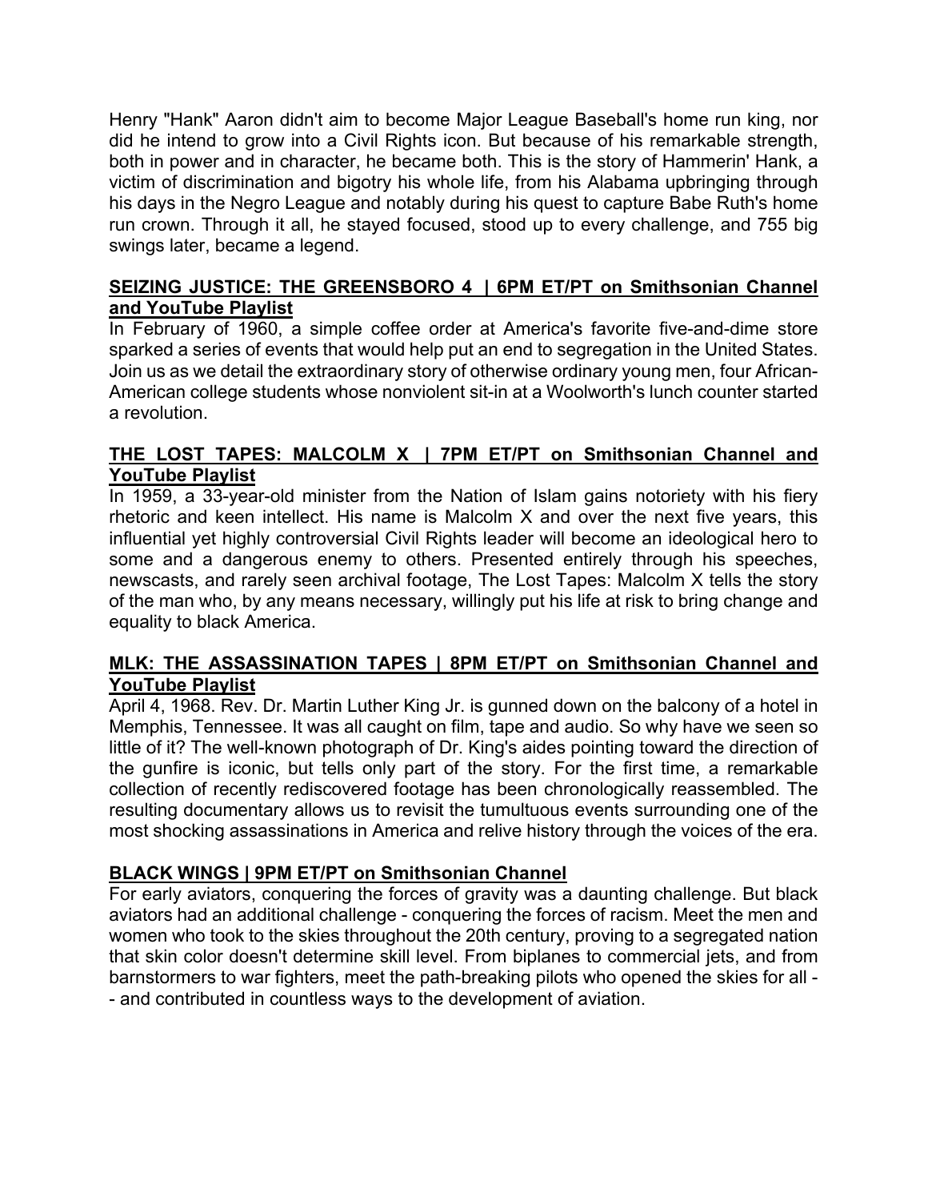Henry "Hank" Aaron didn't aim to become Major League Baseball's home run king, nor did he intend to grow into a Civil Rights icon. But because of his remarkable strength, both in power and in character, he became both. This is the story of Hammerin' Hank, a victim of discrimination and bigotry his whole life, from his Alabama upbringing through his days in the Negro League and notably during his quest to capture Babe Ruth's home run crown. Through it all, he stayed focused, stood up to every challenge, and 755 big swings later, became a legend.

**SEIZING JUSTICE: THE GREENSBORO 4 | 6PM ET/PT on Smithsonian Channel and YouTube Playlist**

In February of 1960, a simple coffee order at America's favorite five-and-dime store sparked a series of events that would help put an end to segregation in the United States. Join us as we detail the extraordinary story of otherwise ordinary young men, four African-American college students whose nonviolent sit-in at a Woolworth's lunch counter started a revolution.

**THE LOST TAPES: MALCOLM X | 7PM ET/PT on Smithsonian Channel and YouTube Playlist**

In 1959, a 33-year-old minister from the Nation of Islam gains notoriety with his fiery rhetoric and keen intellect. His name is Malcolm X and over the next five years, this influential yet highly controversial Civil Rights leader will become an ideological hero to some and a dangerous enemy to others. Presented entirely through his speeches, newscasts, and rarely seen archival footage, The Lost Tapes: Malcolm X tells the story of the man who, by any means necessary, willingly put his life at risk to bring change and equality to black America.

**MLK: THE ASSASSINATION TAPES | 8PM ET/PT on Smithsonian Channel and YouTube Playlist**

April 4, 1968. Rev. Dr. Martin Luther King Jr. is gunned down on the balcony of a hotel in Memphis, Tennessee. It was all caught on film, tape and audio. So why have we seen so little of it? The well-known photograph of Dr. King's aides pointing toward the direction of the gunfire is iconic, but tells only part of the story. For the first time, a remarkable collection of recently rediscovered footage has been chronologically reassembled. The resulting documentary allows us to revisit the tumultuous events surrounding one of the most shocking assassinations in America and relive history through the voices of the era.

**BLACK WINGS | 9PM ET/PT on Smithsonian Channel**

For early aviators, conquering the forces of gravity was a daunting challenge. But black aviators had an additional challenge - conquering the forces of racism. Meet the men and women who took to the skies throughout the 20th century, proving to a segregated nation that skin color doesn't determine skill level. From biplanes to commercial jets, and from barnstormers to war fighters, meet the path-breaking pilots who opened the skies for all -- and contributed in countless ways to the development of aviation.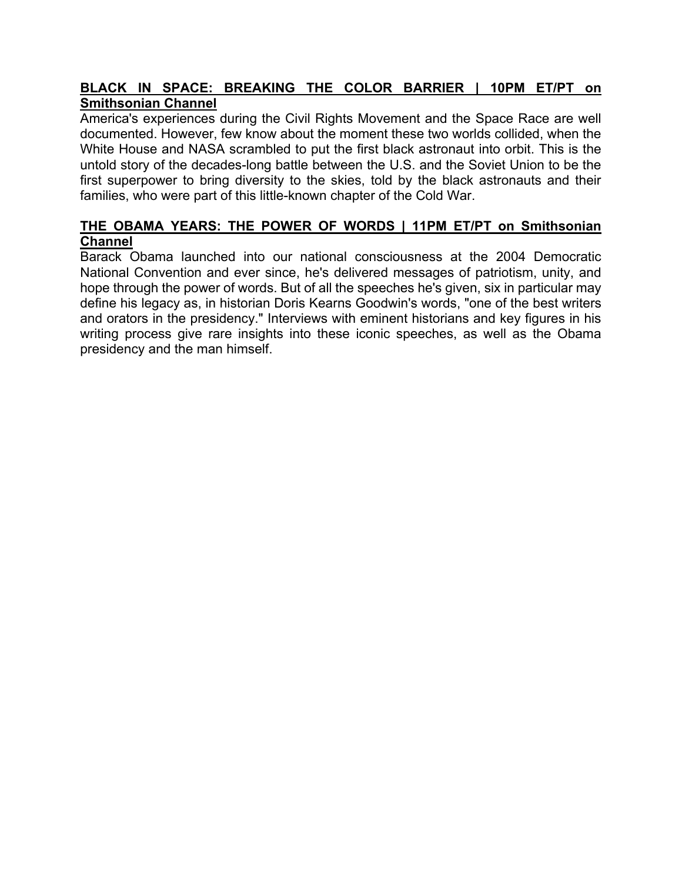**BLACK IN SPACE: BREAKING THE COLOR BARRIER | 10PM ET/PT on Smithsonian Channel**

America's experiences during the Civil Rights Movement and the Space Race are well documented. However, few know about the moment these two worlds collided, when the White House and NASA scrambled to put the first black astronaut into orbit. This is the untold story of the decades-long battle between the U.S. and the Soviet Union to be the first superpower to bring diversity to the skies, told by the black astronauts and their families, who were part of this little-known chapter of the Cold War.

**THE OBAMA YEARS: THE POWER OF WORDS | 11PM ET/PT on Smithsonian Channel**

Barack Obama launched into our national consciousness at the 2004 Democratic National Convention and ever since, he's delivered messages of patriotism, unity, and hope through the power of words. But of all the speeches he's given, six in particular may define his legacy as, in historian Doris Kearns Goodwin's words, "one of the best writers and orators in the presidency." Interviews with eminent historians and key figures in his writing process give rare insights into these iconic speeches, as well as the Obama presidency and the man himself.